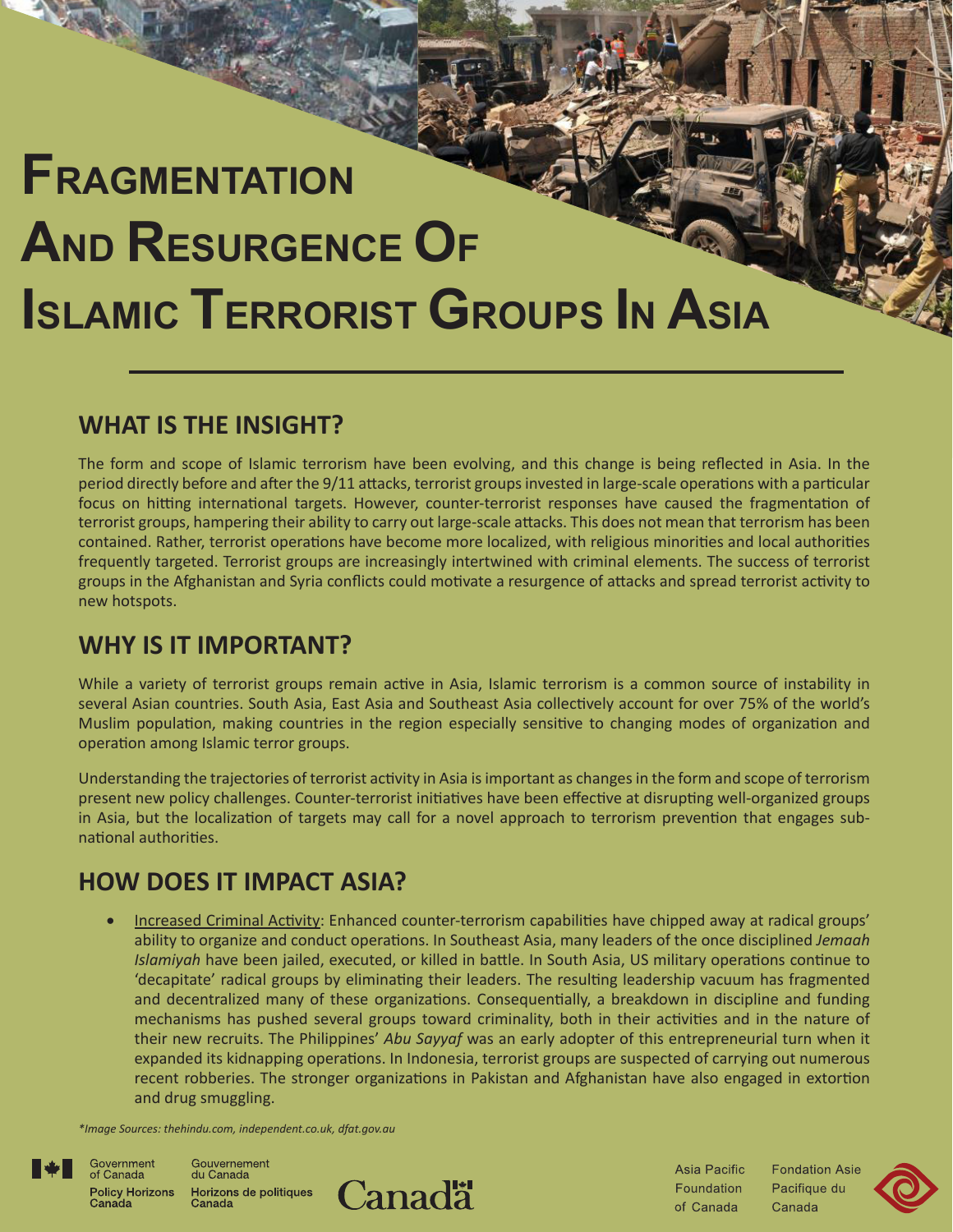# Fragmentation And Resurgence Of Islamic Terrorist Groups In Asia

## WHAT IS THE INSIGHT?

The form and scope of Islamic terrorism have been evolving, and this change is being reflected in Asia. In the period directly before and after the 9/11 attacks, terrorist groups invested in large-scale operations with a particular focus on hitting international targets. However, counter-terrorist responses have caused the fragmentation of terrorist groups, hampering their ability to carry out large-scale attacks. This does not mean that terrorism has been contained. Rather, terrorist operations have become more localized, with religious minorities and local authorities frequently targeted. Terrorist groups are increasingly intertwined with criminal elements. The success of terrorist groups in the Afghanistan and Syria conflicts could motivate a resurgence of attacks and spread terrorist activity to new hotspots.

## WHY IS IT IMPORTANT?

While a variety of terrorist groups remain active in Asia, Islamic terrorism is a common source of instability in several Asian countries. South Asia, East Asia and Southeast Asia collectively account for over 75% of the world's Muslim population, making countries in the region especially sensitive to changing modes of organization and operation among Islamic terror groups.

Understanding the trajectories of terrorist activity in Asia is important as changes in the form and scope of terrorism present new policy challenges. Counter-terrorist initiatives have been effective at disrupting well-organized groups in Asia, but the localization of targets may call for a novel approach to terrorism prevention that engages sub-national authorities.

## HOW DOES IT IMPACT ASIA?

- Increased Criminal Activity: Enhanced counter-terrorism capabilities have chipped away at radical groups' ability to organize and conduct operations. In Southeast Asia, many leaders of the once disciplined *Jemaah Islamiyah* have been jailed, executed, or killed in battle. In South Asia, US military operations continue to 'decapitate' radical groups by eliminating their leaders. The resulting leadership vacuum has fragmented and decentralized many of these organizations. Consequentially, a breakdown in discipline and funding mechanisms has pushed several groups toward criminality, both in their activities and in the nature of their new recruits. The Philippines' *Abu Sayyaf* was an early adopter of this entrepreneurial turn when it expanded its kidnapping operations. In Indonesia, terrorist groups are suspected of carrying out numerous recent robberies. The stronger organizations in Pakistan and Afghanistan have also engaged in extortion and drug smuggling.

*\*Image Sources: thehindu.com, independent.co.uk, dfat.gov.au*

Government of Canada / Gouvernement du Canada
Policy Horizons Canada / Horizons de politiques Canada
Canada
Asia Pacific Foundation of Canada / Fondation Asie Pacifique du Canada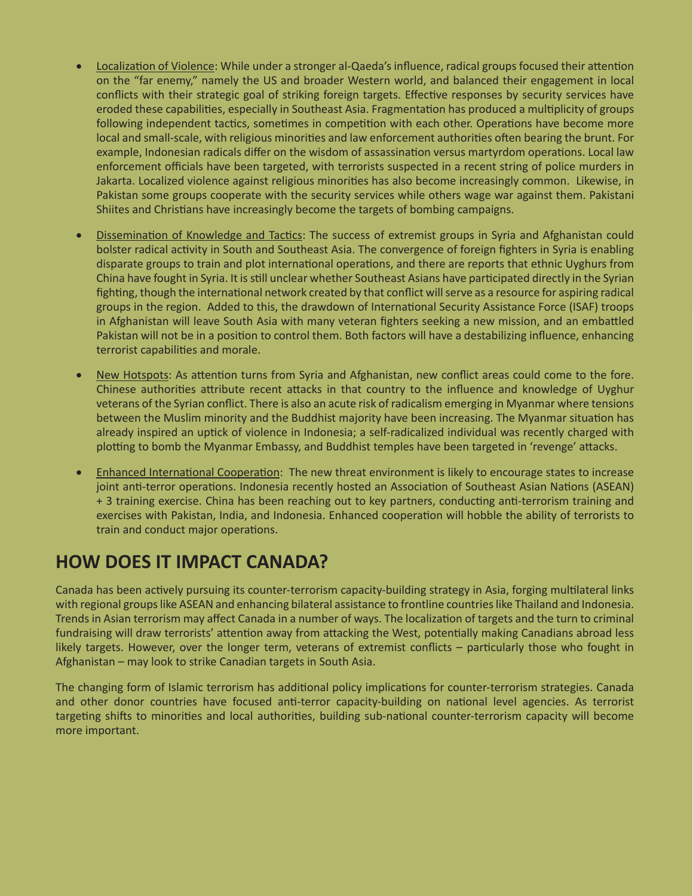- Localization of Violence: While under a stronger al-Qaeda's influence, radical groups focused their attention on the "far enemy," namely the US and broader Western world, and balanced their engagement in local conflicts with their strategic goal of striking foreign targets. Effective responses by security services have eroded these capabilities, especially in Southeast Asia. Fragmentation has produced a multiplicity of groups following independent tactics, sometimes in competition with each other. Operations have become more local and small-scale, with religious minorities and law enforcement authorities often bearing the brunt. For example, Indonesian radicals differ on the wisdom of assassination versus martyrdom operations. Local law enforcement officials have been targeted, with terrorists suspected in a recent string of police murders in Jakarta. Localized violence against religious minorities has also become increasingly common. Likewise, in Pakistan some groups cooperate with the security services while others wage war against them. Pakistani Shiites and Christians have increasingly become the targets of bombing campaigns.

- Dissemination of Knowledge and Tactics: The success of extremist groups in Syria and Afghanistan could bolster radical activity in South and Southeast Asia. The convergence of foreign fighters in Syria is enabling disparate groups to train and plot international operations, and there are reports that ethnic Uyghurs from China have fought in Syria. It is still unclear whether Southeast Asians have participated directly in the Syrian fighting, though the international network created by that conflict will serve as a resource for aspiring radical groups in the region. Added to this, the drawdown of International Security Assistance Force (ISAF) troops in Afghanistan will leave South Asia with many veteran fighters seeking a new mission, and an embattled Pakistan will not be in a position to control them. Both factors will have a destabilizing influence, enhancing terrorist capabilities and morale.

- New Hotspots: As attention turns from Syria and Afghanistan, new conflict areas could come to the fore. Chinese authorities attribute recent attacks in that country to the influence and knowledge of Uyghur veterans of the Syrian conflict. There is also an acute risk of radicalism emerging in Myanmar where tensions between the Muslim minority and the Buddhist majority have been increasing. The Myanmar situation has already inspired an uptick of violence in Indonesia; a self-radicalized individual was recently charged with plotting to bomb the Myanmar Embassy, and Buddhist temples have been targeted in 'revenge' attacks.

- Enhanced International Cooperation: The new threat environment is likely to encourage states to increase joint anti-terror operations. Indonesia recently hosted an Association of Southeast Asian Nations (ASEAN) + 3 training exercise. China has been reaching out to key partners, conducting anti-terrorism training and exercises with Pakistan, India, and Indonesia. Enhanced cooperation will hobble the ability of terrorists to train and conduct major operations.

## HOW DOES IT IMPACT CANADA?

Canada has been actively pursuing its counter-terrorism capacity-building strategy in Asia, forging multilateral links with regional groups like ASEAN and enhancing bilateral assistance to frontline countries like Thailand and Indonesia. Trends in Asian terrorism may affect Canada in a number of ways. The localization of targets and the turn to criminal fundraising will draw terrorists' attention away from attacking the West, potentially making Canadians abroad less likely targets. However, over the longer term, veterans of extremist conflicts – particularly those who fought in Afghanistan – may look to strike Canadian targets in South Asia.

The changing form of Islamic terrorism has additional policy implications for counter-terrorism strategies. Canada and other donor countries have focused anti-terror capacity-building on national level agencies. As terrorist targeting shifts to minorities and local authorities, building sub-national counter-terrorism capacity will become more important.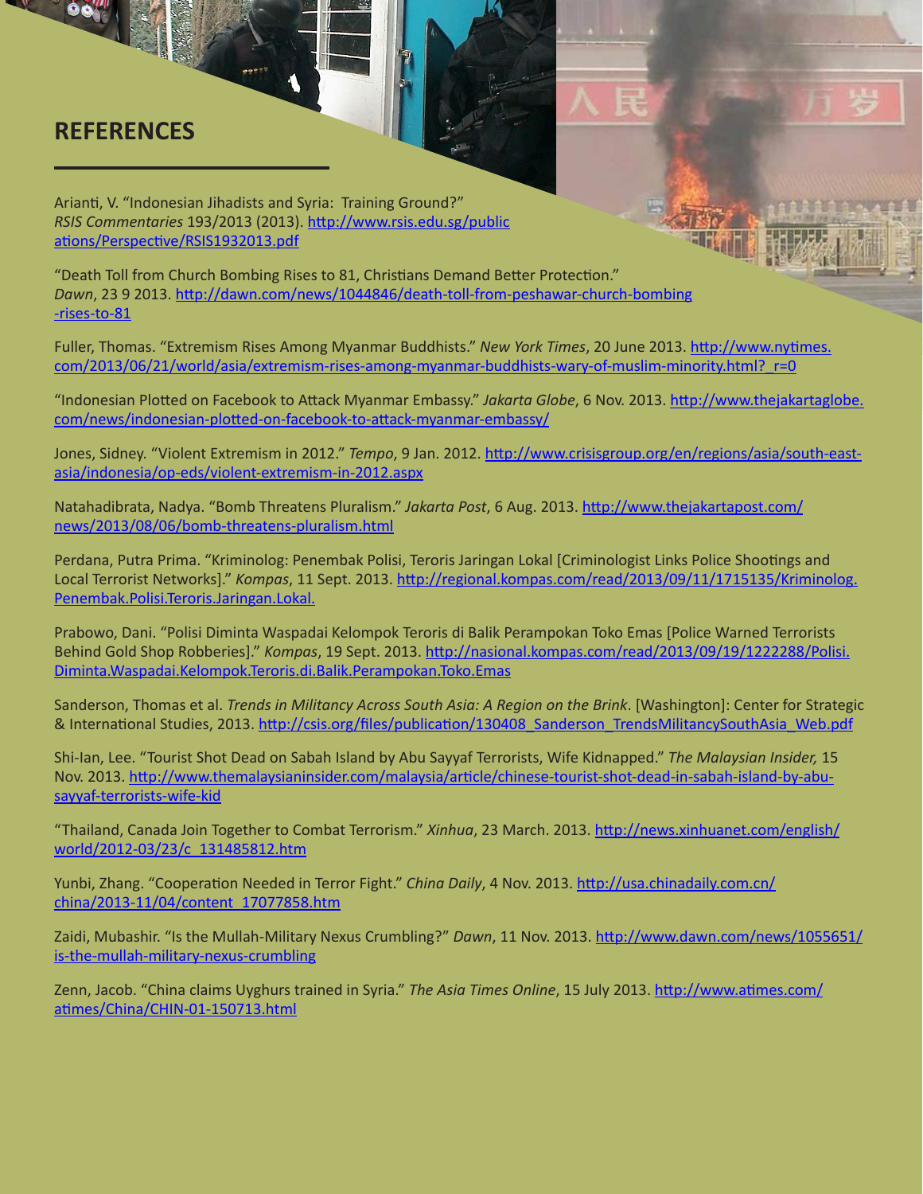## REFERENCES

Arianti, V. "Indonesian Jihadists and Syria: Training Ground?" *RSIS Commentaries* 193/2013 (2013). http://www.rsis.edu.sg/publications/Perspective/RSIS1932013.pdf

"Death Toll from Church Bombing Rises to 81, Christians Demand Better Protection." *Dawn*, 23 9 2013. http://dawn.com/news/1044846/death-toll-from-peshawar-church-bombing-rises-to-81

Fuller, Thomas. "Extremism Rises Among Myanmar Buddhists." *New York Times*, 20 June 2013. http://www.nytimes.com/2013/06/21/world/asia/extremism-rises-among-myanmar-buddhists-wary-of-muslim-minority.html?_r=0

"Indonesian Plotted on Facebook to Attack Myanmar Embassy." *Jakarta Globe*, 6 Nov. 2013. http://www.thejakartaglobe.com/news/indonesian-plotted-on-facebook-to-attack-myanmar-embassy/

Jones, Sidney. "Violent Extremism in 2012." *Tempo*, 9 Jan. 2012. http://www.crisisgroup.org/en/regions/asia/south-east-asia/indonesia/op-eds/violent-extremism-in-2012.aspx

Natahadibrata, Nadya. "Bomb Threatens Pluralism." *Jakarta Post*, 6 Aug. 2013. http://www.thejakartapost.com/news/2013/08/06/bomb-threatens-pluralism.html

Perdana, Putra Prima. "Kriminolog: Penembak Polisi, Teroris Jaringan Lokal [Criminologist Links Police Shootings and Local Terrorist Networks]." *Kompas*, 11 Sept. 2013. http://regional.kompas.com/read/2013/09/11/1715135/Kriminolog.Penembak.Polisi.Teroris.Jaringan.Lokal.

Prabowo, Dani. "Polisi Diminta Waspadai Kelompok Teroris di Balik Perampokan Toko Emas [Police Warned Terrorists Behind Gold Shop Robberies]." *Kompas*, 19 Sept. 2013. http://nasional.kompas.com/read/2013/09/19/1222288/Polisi.Diminta.Waspadai.Kelompok.Teroris.di.Balik.Perampokan.Toko.Emas

Sanderson, Thomas et al. *Trends in Militancy Across South Asia: A Region on the Brink*. [Washington]: Center for Strategic & International Studies, 2013. http://csis.org/files/publication/130408_Sanderson_TrendsMilitancySouthAsia_Web.pdf

Shi-Ian, Lee. "Tourist Shot Dead on Sabah Island by Abu Sayyaf Terrorists, Wife Kidnapped." *The Malaysian Insider,* 15 Nov. 2013. http://www.themalaysianinsider.com/malaysia/article/chinese-tourist-shot-dead-in-sabah-island-by-abu-sayyaf-terrorists-wife-kid

"Thailand, Canada Join Together to Combat Terrorism." *Xinhua*, 23 March. 2013. http://news.xinhuanet.com/english/world/2012-03/23/c_131485812.htm

Yunbi, Zhang. "Cooperation Needed in Terror Fight." *China Daily*, 4 Nov. 2013. http://usa.chinadaily.com.cn/china/2013-11/04/content_17077858.htm

Zaidi, Mubashir. "Is the Mullah-Military Nexus Crumbling?" *Dawn*, 11 Nov. 2013. http://www.dawn.com/news/1055651/is-the-mullah-military-nexus-crumbling

Zenn, Jacob. "China claims Uyghurs trained in Syria." *The Asia Times Online*, 15 July 2013. http://www.atimes.com/atimes/China/CHIN-01-150713.html